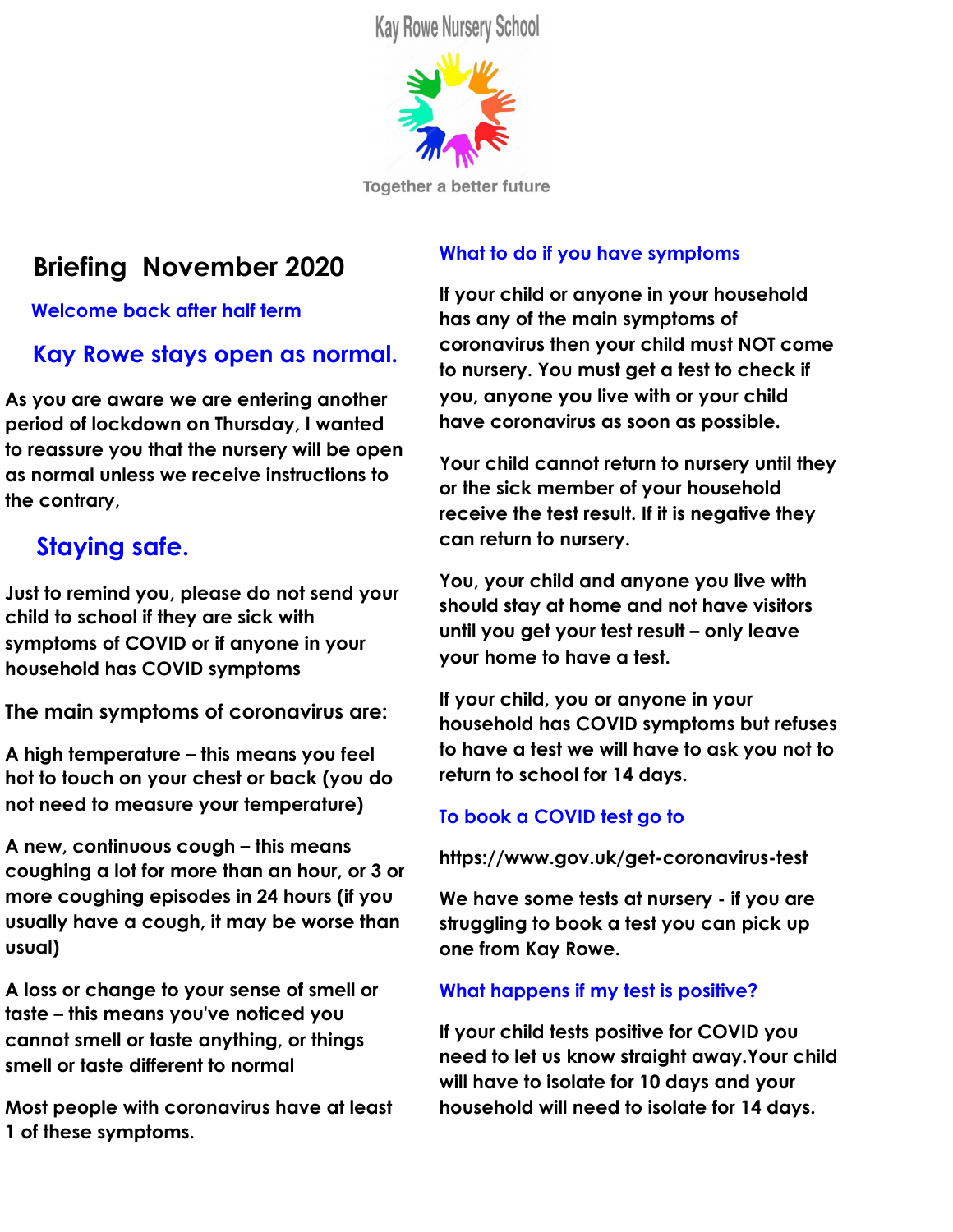Kay Rowe Nursery School

Together a better future

# Briefing November 2020

## Welcome back after half term

## Kay Rowe stays open as normal.

As you are aware we are entering another period of lockdown on Thursday, I wanted to reassure you that the nursery will be open as normal unless we receive instructions to the contrary,

## Staying safe.

Just to remind you, please do not send your child to school if they are sick with symptoms of COVID or if anyone in your household has COVID symptoms

The main symptoms of coronavirus are:

A high temperature – this means you feel hot to touch on your chest or back (you do not need to measure your temperature)

A new, continuous cough – this means coughing a lot for more than an hour, or 3 or more coughing episodes in 24 hours (if you usually have a cough, it may be worse than usual)

A loss or change to your sense of smell or taste – this means you've noticed you cannot smell or taste anything, or things smell or taste different to normal

Most people with coronavirus have at least 1 of these symptoms.

## What to do if you have symptoms

If your child or anyone in your household has any of the main symptoms of coronavirus then your child must NOT come to nursery. You must get a test to check if you, anyone you live with or your child have coronavirus as soon as possible.

Your child cannot return to nursery until they or the sick member of your household receive the test result. If it is negative they can return to nursery.

You, your child and anyone you live with should stay at home and not have visitors until you get your test result – only leave your home to have a test.

If your child, you or anyone in your household has COVID symptoms but refuses to have a test we will have to ask you not to return to school for 14 days.

## To book a COVID test go to

https://www.gov.uk/get-coronavirus-test

We have some tests at nursery - if you are struggling to book a test you can pick up one from Kay Rowe.

## What happens if my test is positive?

If your child tests positive for COVID you need to let us know straight away.Your child will have to isolate for 10 days and your household will need to isolate for 14 days.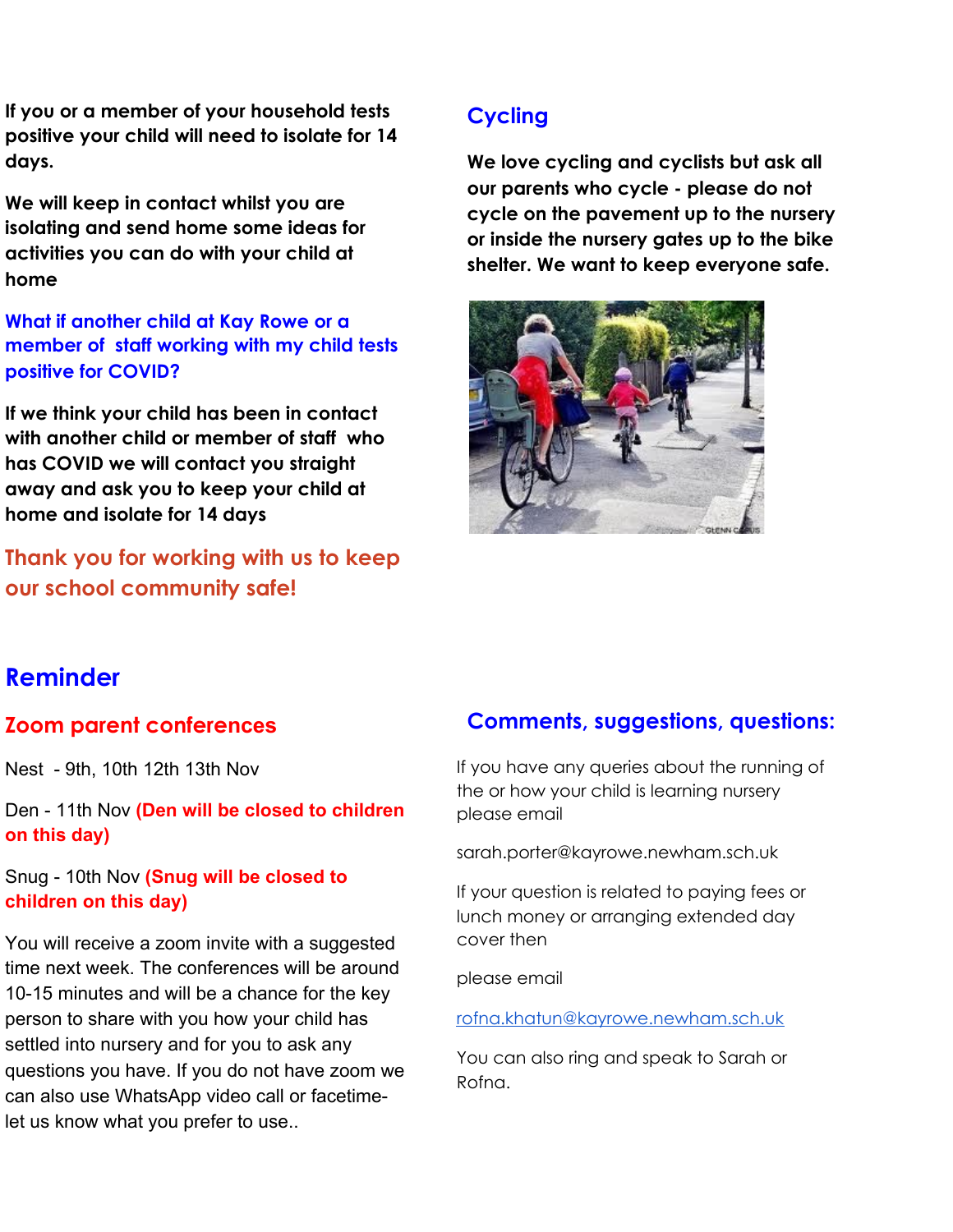**If you or a member of your household tests positive your child will need to isolate for 14 days.**

**We will keep in contact whilst you are isolating and send home some ideas for activities you can do with your child at home**

**What if another child at Kay Rowe or a member of staff working with my child tests positive for COVID?**

**If we think your child has been in contact with another child or member of staff who has COVID we will contact you straight away and ask you to keep your child at home and isolate for 14 days**

**Thank you for working with us to keep our school community safe!**

## Cycling

**We love cycling and cyclists but ask all our parents who cycle - please do not cycle on the pavement up to the nursery or inside the nursery gates up to the bike shelter. We want to keep everyone safe.**

# Reminder

## Zoom parent conferences

Nest - 9th, 10th 12th 13th Nov

Den - 11th Nov **(Den will be closed to children on this day)**

Snug - 10th Nov **(Snug will be closed to children on this day)**

You will receive a zoom invite with a suggested time next week. The conferences will be around 10-15 minutes and will be a chance for the key person to share with you how your child has settled into nursery and for you to ask any questions you have. If you do not have zoom we can also use WhatsApp video call or facetime- let us know what you prefer to use..

## Comments, suggestions, questions:

If you have any queries about the running of the or how your child is learning nursery please email

sarah.porter@kayrowe.newham.sch.uk

If your question is related to paying fees or lunch money or arranging extended day cover then

please email

rofna.khatun@kayrowe.newham.sch.uk

You can also ring and speak to Sarah or Rofna.